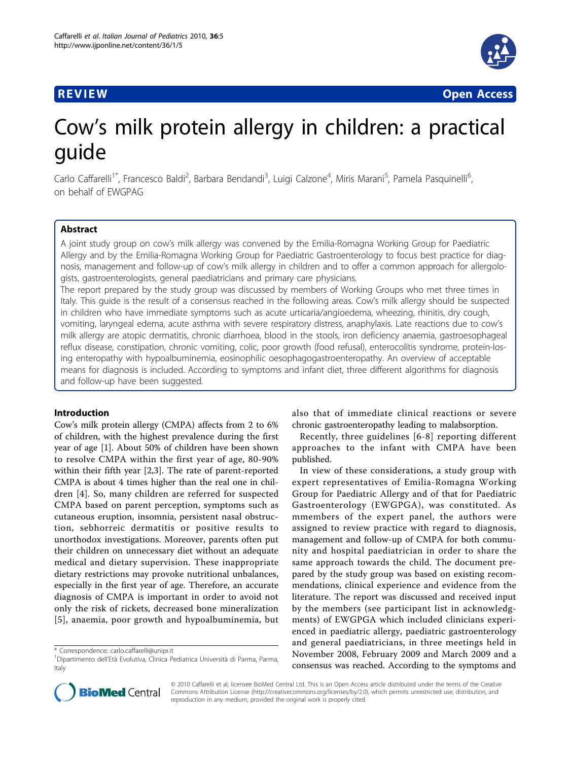REVIEW Open Access

# Cow's milk protein allergy in children: a practical guide

Carlo Caffarelli[1*], Francesco Baldi[2], Barbara Bendandi[3], Luigi Calzone[4], Miris Marani[5], Pamela Pasquinelli[6], on behalf of EWGPAG

## Abstract

A joint study group on cow's milk allergy was convened by the Emilia-Romagna Working Group for Paediatric Allergy and by the Emilia-Romagna Working Group for Paediatric Gastroenterology to focus best practice for diagnosis, management and follow-up of cow's milk allergy in children and to offer a common approach for allergologists, gastroenterologists, general paediatricians and primary care physicians.

The report prepared by the study group was discussed by members of Working Groups who met three times in Italy. This guide is the result of a consensus reached in the following areas. Cow's milk allergy should be suspected in children who have immediate symptoms such as acute urticaria/angioedema, wheezing, rhinitis, dry cough, vomiting, laryngeal edema, acute asthma with severe respiratory distress, anaphylaxis. Late reactions due to cow's milk allergy are atopic dermatitis, chronic diarrhoea, blood in the stools, iron deficiency anaemia, gastroesophageal reflux disease, constipation, chronic vomiting, colic, poor growth (food refusal), enterocolitis syndrome, protein-losing enteropathy with hypoalbuminemia, eosinophilic oesophagogastroenteropathy. An overview of acceptable means for diagnosis is included. According to symptoms and infant diet, three different algorithms for diagnosis and follow-up have been suggested.

## Introduction

Cow's milk protein allergy (CMPA) affects from 2 to 6% of children, with the highest prevalence during the first year of age [1]. About 50% of children have been shown to resolve CMPA within the first year of age, 80-90% within their fifth year [2,3]. The rate of parent-reported CMPA is about 4 times higher than the real one in children [4]. So, many children are referred for suspected CMPA based on parent perception, symptoms such as cutaneous eruption, insomnia, persistent nasal obstruction, sebhorreic dermatitis or positive results to unorthodox investigations. Moreover, parents often put their children on unnecessary diet without an adequate medical and dietary supervision. These inappropriate dietary restrictions may provoke nutritional unbalances, especially in the first year of age. Therefore, an accurate diagnosis of CMPA is important in order to avoid not only the risk of rickets, decreased bone mineralization [5], anaemia, poor growth and hypoalbuminemia, but also that of immediate clinical reactions or severe chronic gastroenteropathy leading to malabsorption.

Recently, three guidelines [6-8] reporting different approaches to the infant with CMPA have been published.

In view of these considerations, a study group with expert representatives of Emilia-Romagna Working Group for Paediatric Allergy and of that for Paediatric Gastroenterology (EWGPGA), was constituted. As mmembers of the expert panel, the authors were assigned to review practice with regard to diagnosis, management and follow-up of CMPA for both community and hospital paediatrician in order to share the same approach towards the child. The document prepared by the study group was based on existing recommendations, clinical experience and evidence from the literature. The report was discussed and received input by the members (see participant list in acknowledgments) of EWGPGA which included clinicians experienced in paediatric allergy, paediatric gastroenterology and general paediatricians, in three meetings held in November 2008, February 2009 and March 2009 and a consensus was reached. According to the symptoms and

\* Correspondence: carlo.caffarelli@unipr.it
[1]Dipartimento dell'Età Evolutiva, Clinica Pediatrica Università di Parma, Parma, Italy

© 2010 Caffarelli et al; licensee BioMed Central Ltd. This is an Open Access article distributed under the terms of the Creative Commons Attribution License (http://creativecommons.org/licenses/by/2.0), which permits unrestricted use, distribution, and reproduction in any medium, provided the original work is properly cited.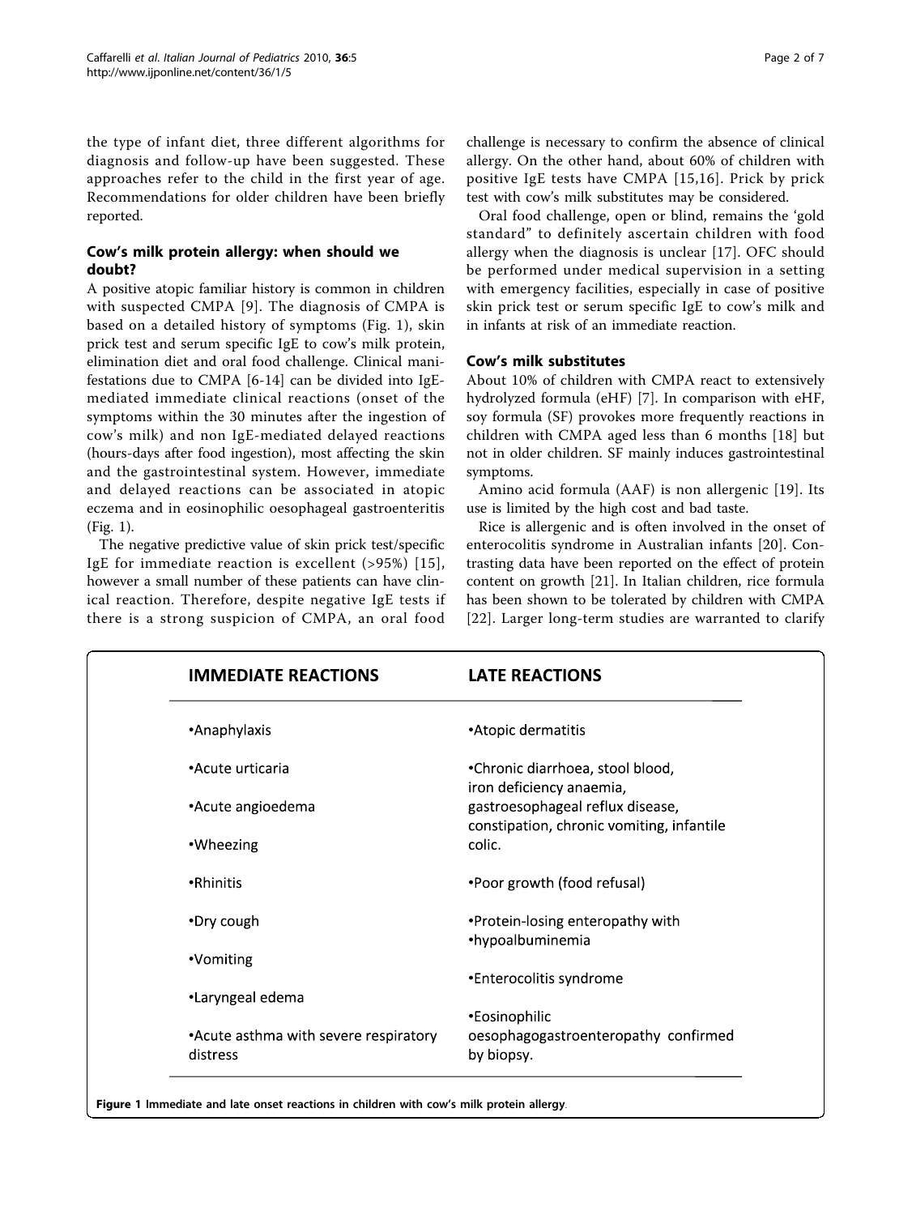the type of infant diet, three different algorithms for diagnosis and follow-up have been suggested. These approaches refer to the child in the first year of age. Recommendations for older children have been briefly reported.

## Cow's milk protein allergy: when should we doubt?

A positive atopic familiar history is common in children with suspected CMPA [9]. The diagnosis of CMPA is based on a detailed history of symptoms (Fig. 1), skin prick test and serum specific IgE to cow's milk protein, elimination diet and oral food challenge. Clinical manifestations due to CMPA [6-14] can be divided into IgE-mediated immediate clinical reactions (onset of the symptoms within the 30 minutes after the ingestion of cow's milk) and non IgE-mediated delayed reactions (hours-days after food ingestion), most affecting the skin and the gastrointestinal system. However, immediate and delayed reactions can be associated in atopic eczema and in eosinophilic oesophageal gastroenteritis (Fig. 1).

The negative predictive value of skin prick test/specific IgE for immediate reaction is excellent (>95%) [15], however a small number of these patients can have clinical reaction. Therefore, despite negative IgE tests if there is a strong suspicion of CMPA, an oral food challenge is necessary to confirm the absence of clinical allergy. On the other hand, about 60% of children with positive IgE tests have CMPA [15,16]. Prick by prick test with cow's milk substitutes may be considered.

Oral food challenge, open or blind, remains the 'gold standard" to definitely ascertain children with food allergy when the diagnosis is unclear [17]. OFC should be performed under medical supervision in a setting with emergency facilities, especially in case of positive skin prick test or serum specific IgE to cow's milk and in infants at risk of an immediate reaction.

## Cow's milk substitutes

About 10% of children with CMPA react to extensively hydrolyzed formula (eHF) [7]. In comparison with eHF, soy formula (SF) provokes more frequently reactions in children with CMPA aged less than 6 months [18] but not in older children. SF mainly induces gastrointestinal symptoms.

Amino acid formula (AAF) is non allergenic [19]. Its use is limited by the high cost and bad taste.

Rice is allergenic and is often involved in the onset of enterocolitis syndrome in Australian infants [20]. Contrasting data have been reported on the effect of protein content on growth [21]. In Italian children, rice formula has been shown to be tolerated by children with CMPA [22]. Larger long-term studies are warranted to clarify

| IMMEDIATE REACTIONS | LATE REACTIONS |
|---|---|
| •Anaphylaxis | •Atopic dermatitis |
| •Acute urticaria | •Chronic diarrhoea, stool blood, iron deficiency anaemia, gastroesophageal reflux disease, constipation, chronic vomiting, infantile colic. |
| •Acute angioedema | |
| •Wheezing | |
| •Rhinitis | •Poor growth (food refusal) |
| •Dry cough | •Protein-losing enteropathy with •hypoalbuminemia |
| •Vomiting | •Enterocolitis syndrome |
| •Laryngeal edema | |
| •Acute asthma with severe respiratory distress | •Eosinophilic oesophagogastroenteropathy confirmed by biopsy. |

**Figure 1 Immediate and late onset reactions in children with cow's milk protein allergy**.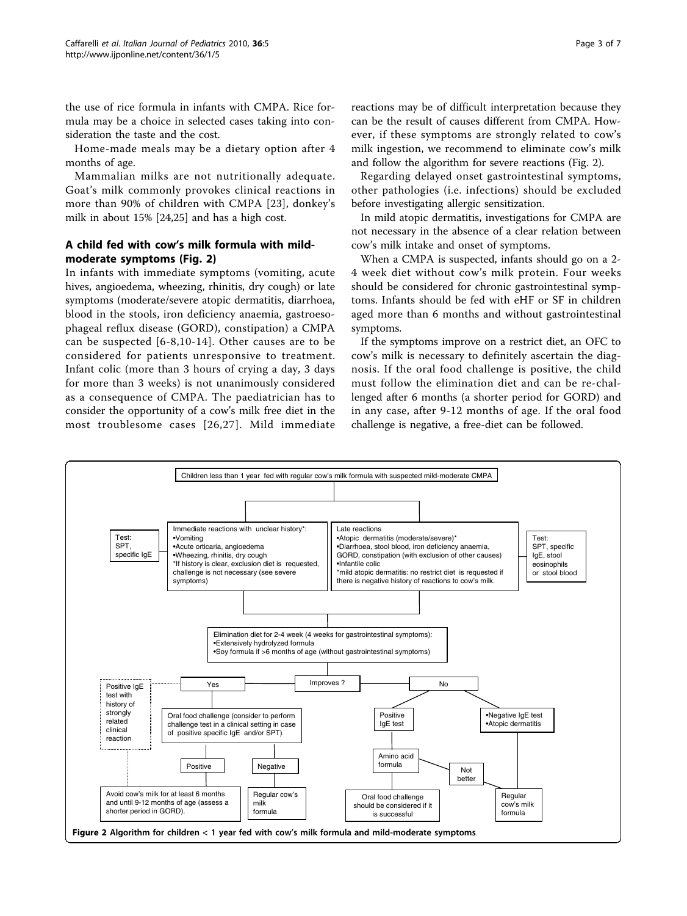the use of rice formula in infants with CMPA. Rice formula may be a choice in selected cases taking into consideration the taste and the cost.

Home-made meals may be a dietary option after 4 months of age.

Mammalian milks are not nutritionally adequate. Goat's milk commonly provokes clinical reactions in more than 90% of children with CMPA [23], donkey's milk in about 15% [24,25] and has a high cost.

## A child fed with cow's milk formula with mild-moderate symptoms (Fig. 2)

In infants with immediate symptoms (vomiting, acute hives, angioedema, wheezing, rhinitis, dry cough) or late symptoms (moderate/severe atopic dermatitis, diarrhoea, blood in the stools, iron deficiency anaemia, gastroesophageal reflux disease (GORD), constipation) a CMPA can be suspected [6-8,10-14]. Other causes are to be considered for patients unresponsive to treatment. Infant colic (more than 3 hours of crying a day, 3 days for more than 3 weeks) is not unanimously considered as a consequence of CMPA. The paediatrician has to consider the opportunity of a cow's milk free diet in the most troublesome cases [26,27]. Mild immediate reactions may be of difficult interpretation because they can be the result of causes different from CMPA. However, if these symptoms are strongly related to cow's milk ingestion, we recommend to eliminate cow's milk and follow the algorithm for severe reactions (Fig. 2).

Regarding delayed onset gastrointestinal symptoms, other pathologies (i.e. infections) should be excluded before investigating allergic sensitization.

In mild atopic dermatitis, investigations for CMPA are not necessary in the absence of a clear relation between cow's milk intake and onset of symptoms.

When a CMPA is suspected, infants should go on a 2-4 week diet without cow's milk protein. Four weeks should be considered for chronic gastrointestinal symptoms. Infants should be fed with eHF or SF in children aged more than 6 months and without gastrointestinal symptoms.

If the symptoms improve on a restrict diet, an OFC to cow's milk is necessary to definitely ascertain the diagnosis. If the oral food challenge is positive, the child must follow the elimination diet and can be re-challenged after 6 months (a shorter period for GORD) and in any case, after 9-12 months of age. If the oral food challenge is negative, a free-diet can be followed.

Children less than 1 year fed with regular cow's milk formula with suspected mild-moderate CMPA

- Test: SPT, specific IgE
- Immediate reactions with unclear history*:
  - •Vomiting
  - •Acute orticaria, angioedema
  - •Wheezing, rhinitis, dry cough
  - *If history is clear, exclusion diet is requested, challenge is not necessary (see severe symptoms)
- Late reactions
  - •Atopic dermatitis (moderate/severe)*
  - •Diarrhoea, stool blood, iron deficiency anaemia, GORD, constipation (with exclusion of other causes)
  - •Infantile colic
  - *mild atopic dermatitis: no restrict diet is requested if there is negative history of reactions to cow's milk.
- Test: SPT, specific IgE, stool eosinophils or stool blood

Elimination diet for 2-4 week (4 weeks for gastrointestinal symptoms):
- •Extensively hydrolyzed formula
- •Soy formula if >6 months of age (without gastrointestinal symptoms)

Improves?

- Yes → Oral food challenge (consider to perform challenge test in a clinical setting in case of positive specific IgE and/or SPT)
  - Positive → Avoid cow's milk for at least 6 months and until 9-12 months of age (assess a shorter period in GORD).
  - Negative → Regular cow's milk formula
  - Positive IgE test with history of strongly related clinical reaction → Avoid cow's milk for at least 6 months and until 9-12 months of age (assess a shorter period in GORD).
- No
  - Positive IgE test → Amino acid formula → Oral food challenge should be considered if it is successful; Not better → Regular cow's milk formula
  - •Negative IgE test •Atopic dermatitis → Regular cow's milk formula

**Figure 2 Algorithm for children < 1 year fed with cow's milk formula and mild-moderate symptoms**.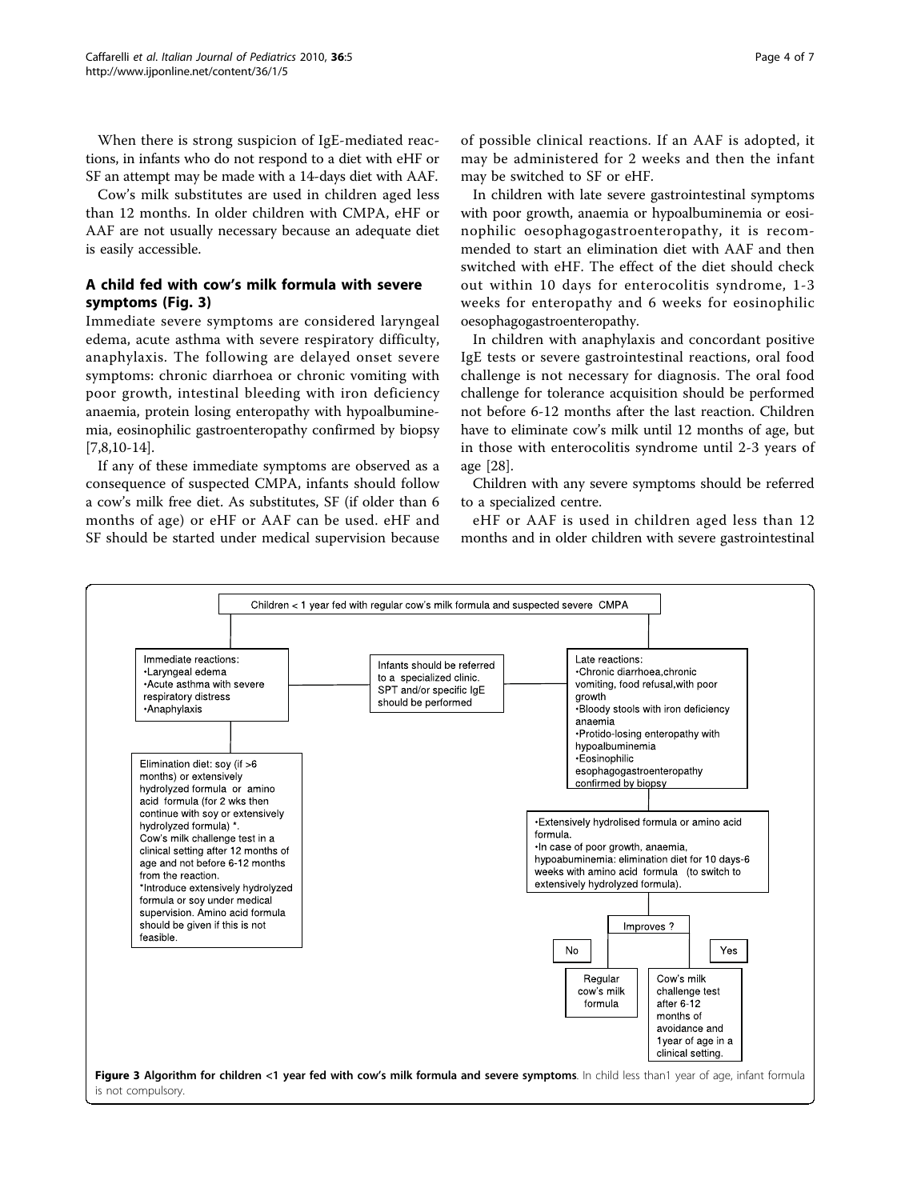When there is strong suspicion of IgE-mediated reactions, in infants who do not respond to a diet with eHF or SF an attempt may be made with a 14-days diet with AAF.

Cow's milk substitutes are used in children aged less than 12 months. In older children with CMPA, eHF or AAF are not usually necessary because an adequate diet is easily accessible.

## A child fed with cow's milk formula with severe symptoms (Fig. 3)

Immediate severe symptoms are considered laryngeal edema, acute asthma with severe respiratory difficulty, anaphylaxis. The following are delayed onset severe symptoms: chronic diarrhoea or chronic vomiting with poor growth, intestinal bleeding with iron deficiency anaemia, protein losing enteropathy with hypoalbuminemia, eosinophilic gastroenteropathy confirmed by biopsy [7,8,10-14].

If any of these immediate symptoms are observed as a consequence of suspected CMPA, infants should follow a cow's milk free diet. As substitutes, SF (if older than 6 months of age) or eHF or AAF can be used. eHF and SF should be started under medical supervision because of possible clinical reactions. If an AAF is adopted, it may be administered for 2 weeks and then the infant may be switched to SF or eHF.

In children with late severe gastrointestinal symptoms with poor growth, anaemia or hypoalbuminemia or eosinophilic oesophagogastroenteropathy, it is recommended to start an elimination diet with AAF and then switched with eHF. The effect of the diet should check out within 10 days for enterocolitis syndrome, 1-3 weeks for enteropathy and 6 weeks for eosinophilic oesophagogastroenteropathy.

In children with anaphylaxis and concordant positive IgE tests or severe gastrointestinal reactions, oral food challenge is not necessary for diagnosis. The oral food challenge for tolerance acquisition should be performed not before 6-12 months after the last reaction. Children have to eliminate cow's milk until 12 months of age, but in those with enterocolitis syndrome until 2-3 years of age [28].

Children with any severe symptoms should be referred to a specialized centre.

eHF or AAF is used in children aged less than 12 months and in older children with severe gastrointestinal

Children < 1 year fed with regular cow's milk formula and suspected severe CMPA

Immediate reactions:
•Laryngeal edema
•Acute asthma with severe respiratory distress
•Anaphylaxis

Infants should be referred to a specialized clinic. SPT and/or specific IgE should be performed

Late reactions:
•Chronic diarrhoea,chronic vomiting, food refusal,with poor growth
•Bloody stools with iron deficiency anaemia
•Protido-losing enteropathy with hypoalbuminemia
•Eosinophilic esophagogastroenteropathy confirmed by biopsy

Elimination diet: soy (if >6 months) or extensively hydrolyzed formula or amino acid formula (for 2 wks then continue with soy or extensively hydrolyzed formula) *.
Cow's milk challenge test in a clinical setting after 12 months of age and not before 6-12 months from the reaction.
*Introduce extensively hydrolyzed formula or soy under medical supervision. Amino acid formula should be given if this is not feasible.

•Extensively hydrolised formula or amino acid formula.
•In case of poor growth, anaemia, hypoabuminemia: elimination diet for 10 days-6 weeks with amino acid formula (to switch to extensively hydrolyzed formula).

Improves ?

No — Regular cow's milk formula

Yes — Cow's milk challenge test after 6-12 months of avoidance and 1year of age in a clinical setting.

**Figure 3 Algorithm for children <1 year fed with cow's milk formula and severe symptoms**. In child less than1 year of age, infant formula is not compulsory.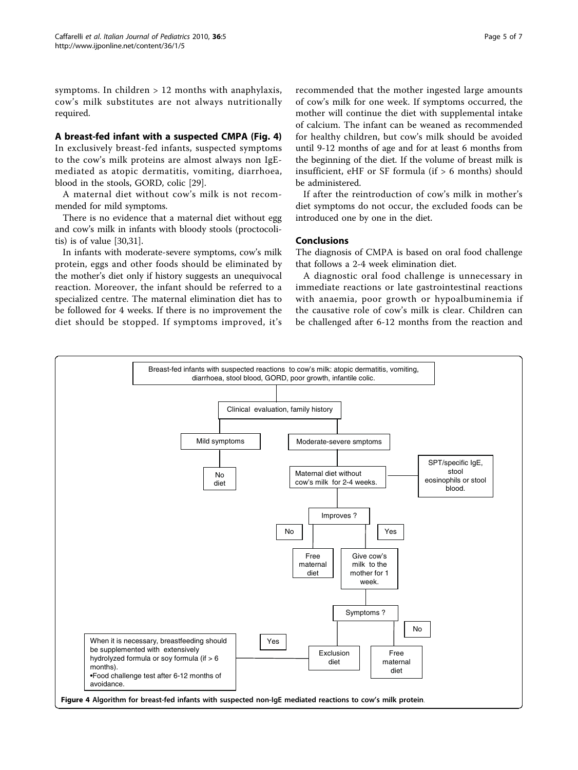symptoms. In children > 12 months with anaphylaxis, cow's milk substitutes are not always nutritionally required.

### A breast-fed infant with a suspected CMPA (Fig. 4)

In exclusively breast-fed infants, suspected symptoms to the cow's milk proteins are almost always non IgE-mediated as atopic dermatitis, vomiting, diarrhoea, blood in the stools, GORD, colic [29].

A maternal diet without cow's milk is not recommended for mild symptoms.

There is no evidence that a maternal diet without egg and cow's milk in infants with bloody stools (proctocolitis) is of value [30,31].

In infants with moderate-severe symptoms, cow's milk protein, eggs and other foods should be eliminated by the mother's diet only if history suggests an unequivocal reaction. Moreover, the infant should be referred to a specialized centre. The maternal elimination diet has to be followed for 4 weeks. If there is no improvement the diet should be stopped. If symptoms improved, it's recommended that the mother ingested large amounts of cow's milk for one week. If symptoms occurred, the mother will continue the diet with supplemental intake of calcium. The infant can be weaned as recommended for healthy children, but cow's milk should be avoided until 9-12 months of age and for at least 6 months from the beginning of the diet. If the volume of breast milk is insufficient, eHF or SF formula (if > 6 months) should be administered.

If after the reintroduction of cow's milk in mother's diet symptoms do not occur, the excluded foods can be introduced one by one in the diet.

### Conclusions

The diagnosis of CMPA is based on oral food challenge that follows a 2-4 week elimination diet.

A diagnostic oral food challenge is unnecessary in immediate reactions or late gastrointestinal reactions with anaemia, poor growth or hypoalbuminemia if the causative role of cow's milk is clear. Children can be challenged after 6-12 months from the reaction and

Breast-fed infants with suspected reactions to cow's milk: atopic dermatitis, vomiting, diarrhoea, stool blood, GORD, poor growth, infantile colic.

Clinical evaluation, family history

Mild symptoms → No diet

Moderate-severe smptoms → Maternal diet without cow's milk for 2-4 weeks. (SPT/specific IgE, stool eosinophils or stool blood.)

Improves ?
- No → Free maternal diet
- Yes → Give cow's milk to the mother for 1 week.

Symptoms ?
- Yes → Exclusion diet → When it is necessary, breastfeeding should be supplemented with extensively hydrolyzed formula or soy formula (if > 6 months).
  - Food challenge test after 6-12 months of avoidance.
- No → Free maternal diet

**Figure 4 Algorithm for breast-fed infants with suspected non-IgE mediated reactions to cow's milk protein**.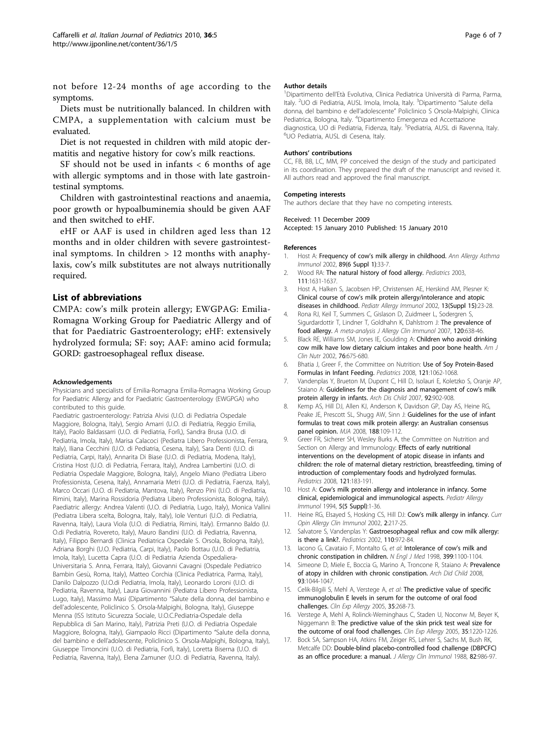not before 12-24 months of age according to the symptoms.

Diets must be nutritionally balanced. In children with CMPA, a supplementation with calcium must be evaluated.

Diet is not requested in children with mild atopic dermatitis and negative history for cow's milk reactions.

SF should not be used in infants < 6 months of age with allergic symptoms and in those with late gastrointestinal symptoms.

Children with gastrointestinal reactions and anaemia, poor growth or hypoalbuminemia should be given AAF and then switched to eHF.

eHF or AAF is used in children aged less than 12 months and in older children with severe gastrointestinal symptoms. In children > 12 months with anaphylaxis, cow's milk substitutes are not always nutritionally required.

## List of abbreviations

CMPA: cow's milk protein allergy; EWGPAG: Emilia-Romagna Working Group for Paediatric Allergy and of that for Paediatric Gastroenterology; eHF: extensively hydrolyzed formula; SF: soy; AAF: amino acid formula; GORD: gastroesophageal reflux disease.

#### Acknowledgements

Physicians and specialists of Emilia-Romagna Emilia-Romagna Working Group for Paediatric Allergy and for Paediatric Gastroenterology (EWGPGA) who contributed to this guide.

Paediatric gastroenterology: Patrizia Alvisi (U.O. di Pediatria Ospedale Maggiore, Bologna, Italy), Sergio Amarri (U.O. di Pediatria, Reggio Emilia, Italy), Paolo Baldassarri (U.O. di Pediatria, Forlì,), Sandra Brusa (U.O. di Pediatria, Imola, Italy), Marisa Calacoci (Pediatra Libero Professionista, Ferrara, Italy), Iliana Cecchini (U.O. di Pediatria, Cesena, Italy), Sara Denti (U.O. di Pediatria, Carpi, Italy), Annarita Di Biase (U.O. di Pediatria, Modena, Italy), Cristina Host (U.O. di Pediatria, Ferrara, Italy), Andrea Lambertini (U.O. di Pediatria Ospedale Maggiore, Bologna, Italy), Angelo Miano (Pediatra Libero Professionista, Cesena, Italy), Annamaria Metri (U.O. di Pediatria, Faenza, Italy), Marco Occari (U.O. di Pediatria, Mantova, Italy), Renzo Pini (U.O. di Pediatria, Rimini, Italy), Marina Rossidoria (Pediatra Libero Professionista, Bologna, Italy). Paediatric allergy: Andrea Valenti (U.O. di Pediatria, Lugo, Italy), Monica Vallini (Pediatra Libera scelta, Bologna, Italy, Italy), Iole Venturi (U.O. di Pediatria, Ravenna, Italy), Laura Viola (U.O. di Pediatria, Rimini, Italy). Ermanno Baldo (U. O.di Pediatria, Rovereto, Italy), Mauro Bandini (U.O. di Pediatria, Ravenna, Italy), Filippo Bernardi (Clinica Pediatrica Ospedale S. Orsola, Bologna, Italy), Adriana Borghi (U.O. Pediatria, Carpi, Italy), Paolo Bottau (U.O. di Pediatria, Imola, Italy), Lucetta Capra (U.O. di Pediatria Azienda Ospedaliera-Universitaria S. Anna, Ferrara, Italy), Giovanni Cavagni (Ospedale Pediatrico Bambin Gesù, Roma, Italy), Matteo Corchia (Clinica Pediatrica, Parma, Italy), Danilo Dalpozzo (U.O.di Pediatria, Imola, Italy), Leonardo Loroni (U.O. di Pediatria, Ravenna, Italy), Laura Giovannini (Pediatra Libero Professionista, Lugo, Italy), Massimo Masi (Dipartimento "Salute della donna, del bambino e dell'adolescente, Policlinico S. Orsola-Malpighi, Bologna, Italy), Giuseppe Menna (ISS Istituto Sicurezza Sociale, U.O.C.Pediatria-Ospedale della Repubblica di San Marino, Italy), Patrizia Preti (U.O. di Pediatria Ospedale Maggiore, Bologna, Italy), Giampaolo Ricci (Dipartimento "Salute della donna, del bambino e dell'adolescente, Policlinico S. Orsola-Malpighi, Bologna, Italy), Giuseppe Timoncini (U.O. di Pediatria, Forlì, Italy), Loretta Biserna (U.O. di Pediatria, Ravenna, Italy), Elena Zamuner (U.O. di Pediatria, Ravenna, Italy).

#### Author details

[1]Dipartimento dell'Età Evolutiva, Clinica Pediatrica Università di Parma, Parma, Italy. [2]UO di Pediatria, AUSL Imola, Imola, Italy. [3]Dipartimento "Salute della donna, del bambino e dell'adolescente" Policlinico S Orsola-Malpighi, Clinica Pediatrica, Bologna, Italy. [4]Dipartimento Emergenza ed Accettazione diagnostica, UO di Pediatria, Fidenza, Italy. [5]Pediatria, AUSL di Ravenna, Italy. [6]UO Pediatria, AUSL di Cesena, Italy.

#### Authors' contributions

CC, FB, BB, LC, MM, PP conceived the design of the study and participated in its coordination. They prepared the draft of the manuscript and revised it. All authors read and approved the final manuscript.

#### Competing interests

The authors declare that they have no competing interests.

Received: 11 December 2009
Accepted: 15 January 2010 Published: 15 January 2010

#### References

1. Host A: Frequency of cow's milk allergy in childhood. *Ann Allergy Asthma Immunol* 2002, 89(6 Suppl 1):33-7.
2. Wood RA: The natural history of food allergy. *Pediatrics* 2003, 111:1631-1637.
3. Host A, Halken S, Jacobsen HP, Christensen AE, Herskind AM, Plesner K: Clinical course of cow's milk protein allergy/intolerance and atopic diseases in childhood. *Pediatr Allergy Immunol* 2002, 13(Suppl 15):23-28.
4. Rona RJ, Keil T, Summers C, Gislason D, Zuidmeer L, Sodergren S, Sigurdardottir T, Lindner T, Goldhahn K, Dahlstrom J: The prevalence of food allergy. *A meta-analysis J Allergy Clin Immunol* 2007, 120:638-46.
5. Black RE, Williams SM, Jones IE, Goulding A: Children who avoid drinking cow milk have low dietary calcium intakes and poor bone health. *Am J Clin Nutr* 2002, 76:675-680.
6. Bhatia J, Greer F, the Committee on Nutrition: Use of Soy Protein-Based Formulas in Infant Feeding. *Pediatrics* 2008, 121:1062-1068.
7. Vandenplas Y, Brueton M, Dupont C, Hill D, Isolauri E, Koletzko S, Oranje AP, Staiano A: Guidelines for the diagnosis and management of cow's milk protein allergy in infants. *Arch Dis Child* 2007, 92:902-908.
8. Kemp AS, Hill DJ, Allen KJ, Anderson K, Davidson GP, Day AS, Heine RG, Peake JE, Prescott SL, Shugg AW, Sinn J: Guidelines for the use of infant formulas to treat cows milk protein allergy: an Australian consensus panel opinion. *MJA* 2008, 188:109-112.
9. Greer FR, Sicherer SH, Wesley Burks A, the Committee on Nutrition and Section on Allergy and Immunology: Effects of early nutritional interventions on the development of atopic disease in infants and children: the role of maternal dietary restriction, breastfeeding, timing of introduction of complementary foods and hydrolyzed formulas. *Pediatrics* 2008, 121:183-191.
10. Host A: Cow's milk protein allergy and intolerance in infancy. Some clinical, epidemiological and immunological aspects. *Pediatr Allergy Immunol* 1994, 5(5 Suppl):1-36.
11. Heine RG, Elsayed S, Hosking CS, Hill DJ: Cow's milk allergy in infancy. *Curr Opin Allergy Clin Immunol* 2002, 2:217-25.
12. Salvatore S, Vandenplas Y: Gastroesophageal reflux and cow milk allergy: is there a link?. *Pediatrics* 2002, 110:972-84.
13. Iacono G, Cavataio F, Montalto G, *et al*: Intolerance of cow's milk and chronic constipation in children. *N Engl J Med* 1998, 399:1100-1104.
14. Simeone D, Miele E, Boccia G, Marino A, Troncone R, Staiano A: Prevalence of atopy in children with chronic constipation. *Arch Did Child* 2008, 93:1044-1047.
15. Celik-Bilgili S, Mehl A, Verstege A, *et al*: The predictive value of specific immunoglobulin E levels in serum for the outcome of oral food challenges. *Clin Exp Allergy* 2005, 35:268-73.
16. Verstege A, Mehl A, Rolinck-Werninghaus C, Staden U, Noconw M, Beyer K, Niggemann B: The predictive value of the skin prick test weal size for the outcome of oral food challenges. *Clin Exp Allergy* 2005, 35:1220-1226.
17. Bock SA, Sampson HA, Atkins FM, Zeiger RS, Lehrer S, Sachs M, Bush RK, Metcalfe DD: Double-blind placebo-controlled food challenge (DBPCFC) as an office procedure: a manual. *J Allergy Clin Immunol* 1988, 82:986-97.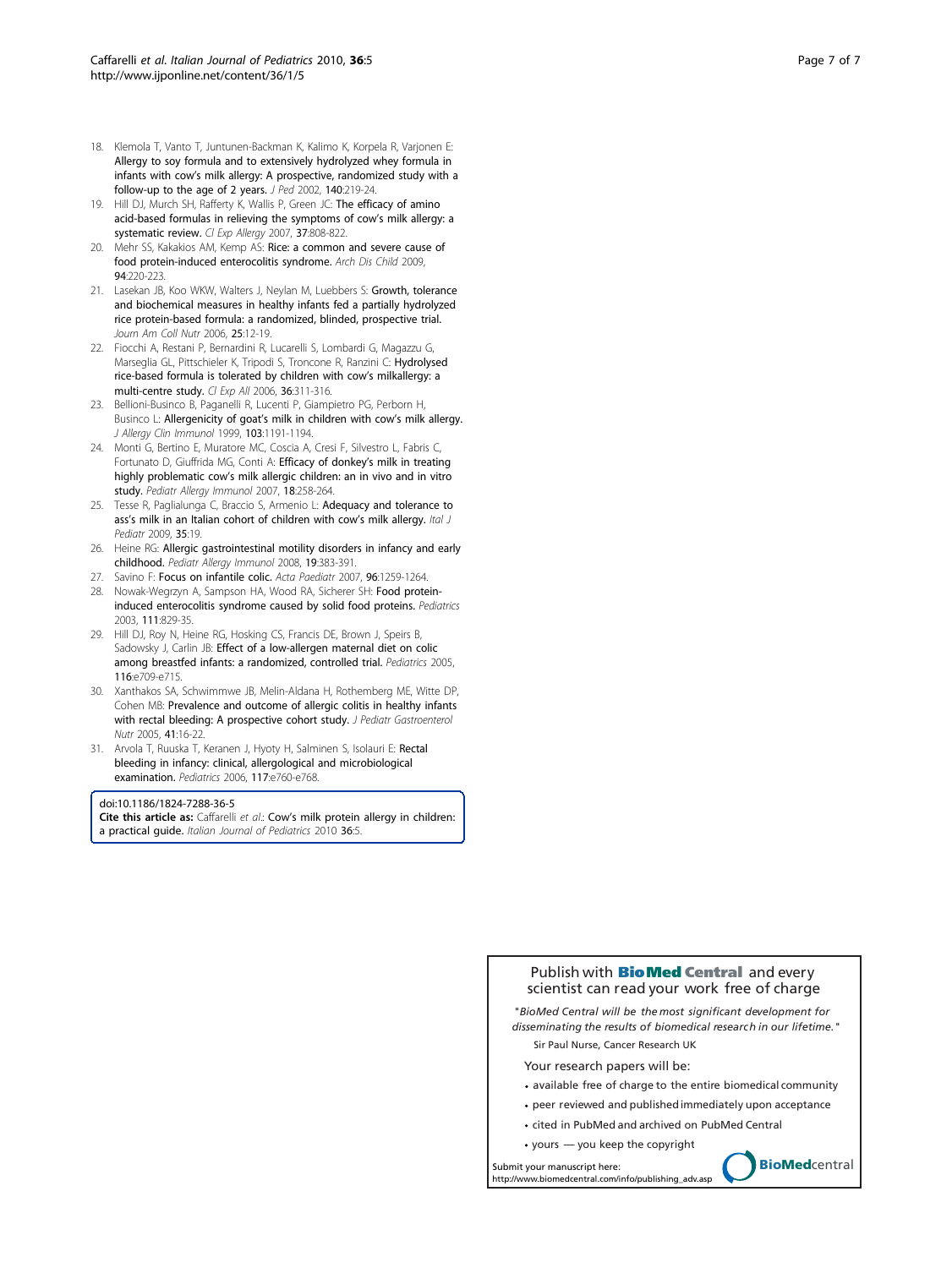18. Klemola T, Vanto T, Juntunen-Backman K, Kalimo K, Korpela R, Varjonen E: **Allergy to soy formula and to extensively hydrolyzed whey formula in infants with cow's milk allergy: A prospective, randomized study with a follow-up to the age of 2 years.** *J Ped* 2002, **140**:219-24.
19. Hill DJ, Murch SH, Rafferty K, Wallis P, Green JC: **The efficacy of amino acid-based formulas in relieving the symptoms of cow's milk allergy: a systematic review.** *Cl Exp Allergy* 2007, **37**:808-822.
20. Mehr SS, Kakakios AM, Kemp AS: **Rice: a common and severe cause of food protein-induced enterocolitis syndrome.** *Arch Dis Child* 2009, **94**:220-223.
21. Lasekan JB, Koo WKW, Walters J, Neylan M, Luebbers S: **Growth, tolerance and biochemical measures in healthy infants fed a partially hydrolyzed rice protein-based formula: a randomized, blinded, prospective trial.** *Journ Am Coll Nutr* 2006, **25**:12-19.
22. Fiocchi A, Restani P, Bernardini R, Lucarelli S, Lombardi G, Magazzu G, Marseglia GL, Pittschieler K, Tripodi S, Troncone R, Ranzini C: **Hydrolysed rice-based formula is tolerated by children with cow's milkallergy: a multi-centre study.** *Cl Exp All* 2006, **36**:311-316.
23. Bellioni-Businco B, Paganelli R, Lucenti P, Giampietro PG, Perborn H, Businco L: **Allergenicity of goat's milk in children with cow's milk allergy.** *J Allergy Clin Immunol* 1999, **103**:1191-1194.
24. Monti G, Bertino E, Muratore MC, Coscia A, Cresi F, Silvestro L, Fabris C, Fortunato D, Giuffrida MG, Conti A: **Efficacy of donkey's milk in treating highly problematic cow's milk allergic children: an in vivo and in vitro study.** *Pediatr Allergy Immunol* 2007, **18**:258-264.
25. Tesse R, Paglialunga C, Braccio S, Armenio L: **Adequacy and tolerance to ass's milk in an Italian cohort of children with cow's milk allergy.** *Ital J Pediatr* 2009, **35**:19.
26. Heine RG: **Allergic gastrointestinal motility disorders in infancy and early childhood.** *Pediatr Allergy Immunol* 2008, **19**:383-391.
27. Savino F: **Focus on infantile colic.** *Acta Paediatr* 2007, **96**:1259-1264.
28. Nowak-Wegrzyn A, Sampson HA, Wood RA, Sicherer SH: **Food protein-induced enterocolitis syndrome caused by solid food proteins.** *Pediatrics* 2003, **111**:829-35.
29. Hill DJ, Roy N, Heine RG, Hosking CS, Francis DE, Brown J, Speirs B, Sadowsky J, Carlin JB: **Effect of a low-allergen maternal diet on colic among breastfed infants: a randomized, controlled trial.** *Pediatrics* 2005, **116**:e709-e715.
30. Xanthakos SA, Schwimmwe JB, Melin-Aldana H, Rothemberg ME, Witte DP, Cohen MB: **Prevalence and outcome of allergic colitis in healthy infants with rectal bleeding: A prospective cohort study.** *J Pediatr Gastroenterol Nutr* 2005, **41**:16-22.
31. Arvola T, Ruuska T, Keranen J, Hyoty H, Salminen S, Isolauri E: **Rectal bleeding in infancy: clinical, allergological and microbiological examination.** *Pediatrics* 2006, **117**:e760-e768.

doi:10.1186/1824-7288-36-5
**Cite this article as:** Caffarelli *et al.*: Cow's milk protein allergy in children: a practical guide. *Italian Journal of Pediatrics* 2010 **36**:5.

Publish with **BioMed Central** and every scientist can read your work free of charge

*"BioMed Central will be the most significant development for disseminating the results of biomedical research in our lifetime."*
Sir Paul Nurse, Cancer Research UK

Your research papers will be:

- available free of charge to the entire biomedical community
- peer reviewed and published immediately upon acceptance
- cited in PubMed and archived on PubMed Central
- yours — you keep the copyright

Submit your manuscript here:
http://www.biomedcentral.com/info/publishing_adv.asp

BioMedcentral